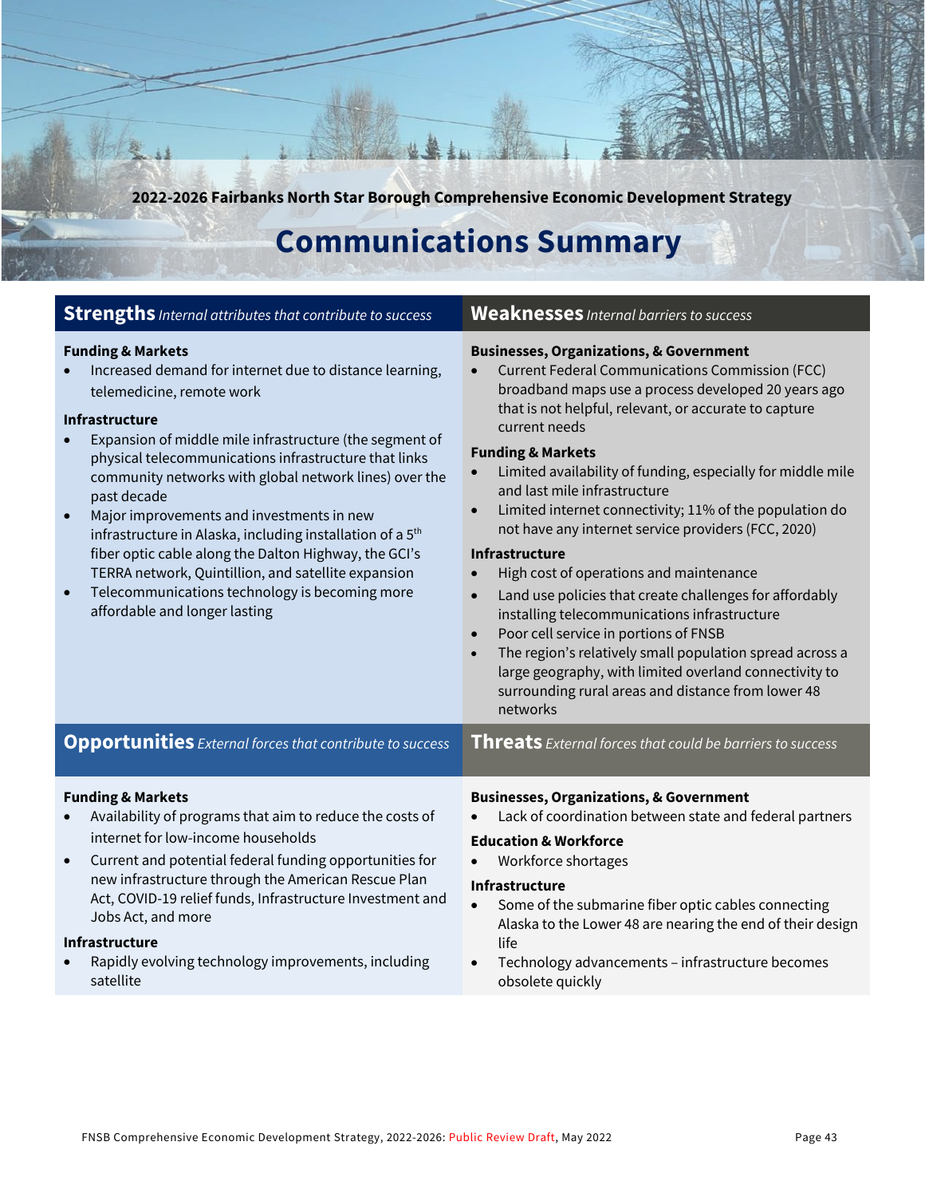2022-2026 Fairbanks North Star Borough Comprehensive Economic Development Strategy

# Communications Summary

## Strengths *Internal attributes that contribute to success*

**Funding & Markets**

- Increased demand for internet due to distance learning, telemedicine, remote work

**Infrastructure**

- Expansion of middle mile infrastructure (the segment of physical telecommunications infrastructure that links community networks with global network lines) over the past decade
- Major improvements and investments in new infrastructure in Alaska, including installation of a 5th fiber optic cable along the Dalton Highway, the GCI's TERRA network, Quintillion, and satellite expansion
- Telecommunications technology is becoming more affordable and longer lasting

## Weaknesses *Internal barriers to success*

**Businesses, Organizations, & Government**

- Current Federal Communications Commission (FCC) broadband maps use a process developed 20 years ago that is not helpful, relevant, or accurate to capture current needs

**Funding & Markets**

- Limited availability of funding, especially for middle mile and last mile infrastructure
- Limited internet connectivity; 11% of the population do not have any internet service providers (FCC, 2020)

**Infrastructure**

- High cost of operations and maintenance
- Land use policies that create challenges for affordably installing telecommunications infrastructure
- Poor cell service in portions of FNSB
- The region's relatively small population spread across a large geography, with limited overland connectivity to surrounding rural areas and distance from lower 48 networks

## Opportunities *External forces that contribute to success*

**Funding & Markets**

- Availability of programs that aim to reduce the costs of internet for low-income households
- Current and potential federal funding opportunities for new infrastructure through the American Rescue Plan Act, COVID-19 relief funds, Infrastructure Investment and Jobs Act, and more

**Infrastructure**

- Rapidly evolving technology improvements, including satellite

## Threats *External forces that could be barriers to success*

**Businesses, Organizations, & Government**

- Lack of coordination between state and federal partners

**Education & Workforce**

- Workforce shortages

**Infrastructure**

- Some of the submarine fiber optic cables connecting Alaska to the Lower 48 are nearing the end of their design life
- Technology advancements – infrastructure becomes obsolete quickly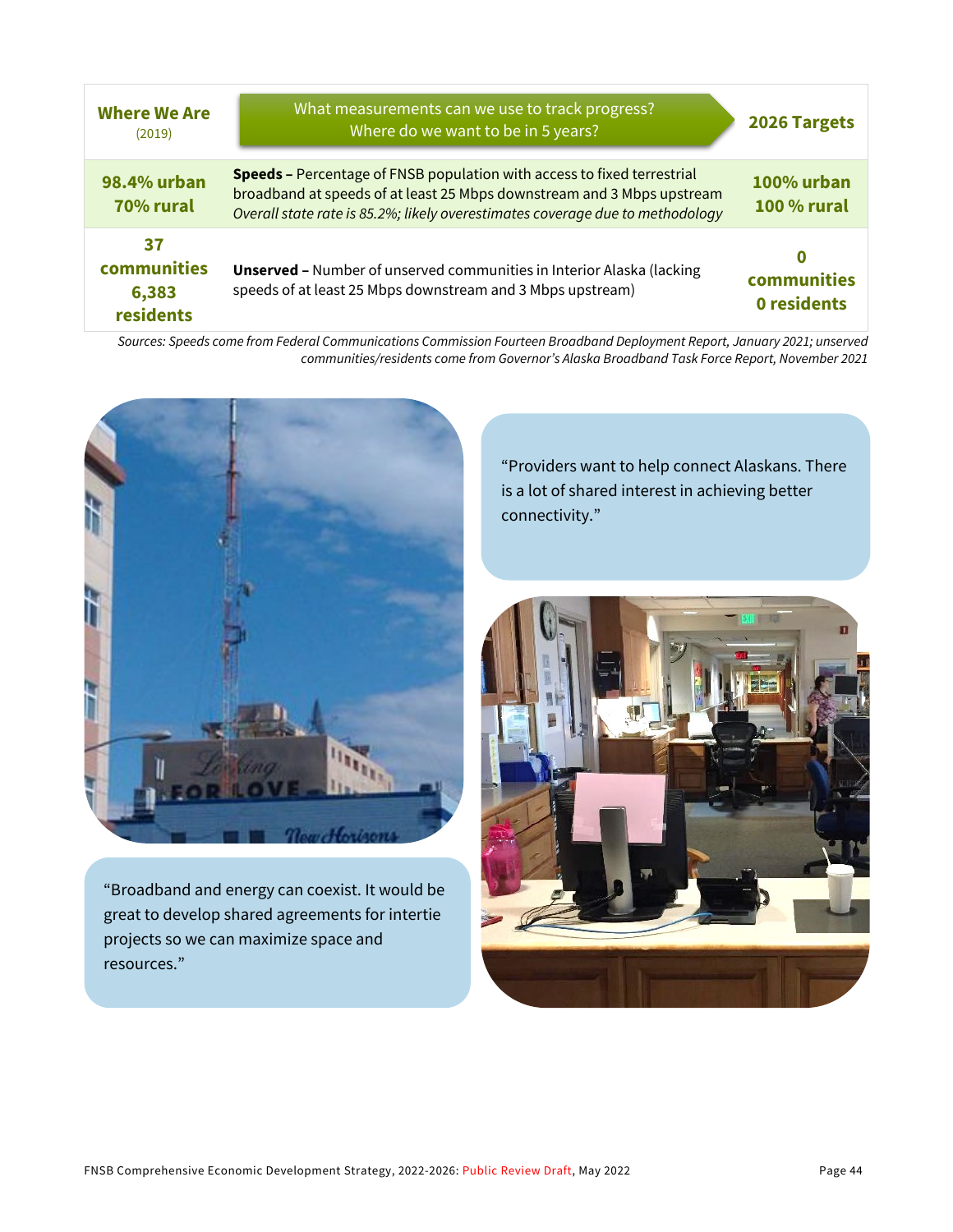| Where We Are (2019) | What measurements can we use to track progress? Where do we want to be in 5 years? | 2026 Targets |
|---|---|---|
| **98.4% urban 70% rural** | **Speeds –** Percentage of FNSB population with access to fixed terrestrial broadband at speeds of at least 25 Mbps downstream and 3 Mbps upstream *Overall state rate is 85.2%; likely overestimates coverage due to methodology* | **100% urban 100 % rural** |
| **37 communities 6,383 residents** | **Unserved –** Number of unserved communities in Interior Alaska (lacking speeds of at least 25 Mbps downstream and 3 Mbps upstream) | **0 communities 0 residents** |

*Sources: Speeds come from Federal Communications Commission Fourteen Broadband Deployment Report, January 2021; unserved communities/residents come from Governor's Alaska Broadband Task Force Report, November 2021*

"Broadband and energy can coexist. It would be great to develop shared agreements for intertie projects so we can maximize space and resources."

"Providers want to help connect Alaskans. There is a lot of shared interest in achieving better connectivity."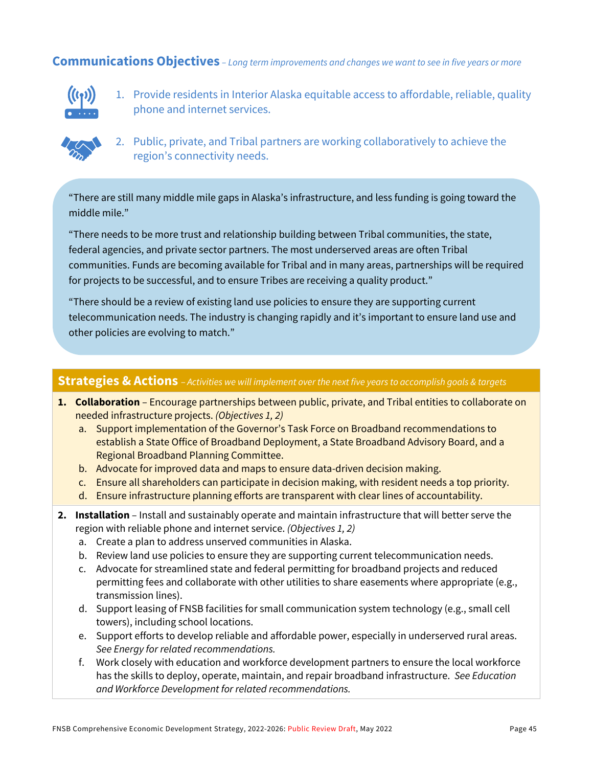## Communications Objectives *– Long term improvements and changes we want to see in five years or more*

1. Provide residents in Interior Alaska equitable access to affordable, reliable, quality phone and internet services.
2. Public, private, and Tribal partners are working collaboratively to achieve the region's connectivity needs.

"There are still many middle mile gaps in Alaska's infrastructure, and less funding is going toward the middle mile."

"There needs to be more trust and relationship building between Tribal communities, the state, federal agencies, and private sector partners. The most underserved areas are often Tribal communities. Funds are becoming available for Tribal and in many areas, partnerships will be required for projects to be successful, and to ensure Tribes are receiving a quality product."

"There should be a review of existing land use policies to ensure they are supporting current telecommunication needs. The industry is changing rapidly and it's important to ensure land use and other policies are evolving to match."

## Strategies & Actions *– Activities we will implement over the next five years to accomplish goals & targets*

1. **Collaboration** – Encourage partnerships between public, private, and Tribal entities to collaborate on needed infrastructure projects. *(Objectives 1, 2)*
   a. Support implementation of the Governor's Task Force on Broadband recommendations to establish a State Office of Broadband Deployment, a State Broadband Advisory Board, and a Regional Broadband Planning Committee.
   b. Advocate for improved data and maps to ensure data-driven decision making.
   c. Ensure all shareholders can participate in decision making, with resident needs a top priority.
   d. Ensure infrastructure planning efforts are transparent with clear lines of accountability.
2. **Installation** – Install and sustainably operate and maintain infrastructure that will better serve the region with reliable phone and internet service. *(Objectives 1, 2)*
   a. Create a plan to address unserved communities in Alaska.
   b. Review land use policies to ensure they are supporting current telecommunication needs.
   c. Advocate for streamlined state and federal permitting for broadband projects and reduced permitting fees and collaborate with other utilities to share easements where appropriate (e.g., transmission lines).
   d. Support leasing of FNSB facilities for small communication system technology (e.g., small cell towers), including school locations.
   e. Support efforts to develop reliable and affordable power, especially in underserved rural areas. *See Energy for related recommendations.*
   f. Work closely with education and workforce development partners to ensure the local workforce has the skills to deploy, operate, maintain, and repair broadband infrastructure. *See Education and Workforce Development for related recommendations.*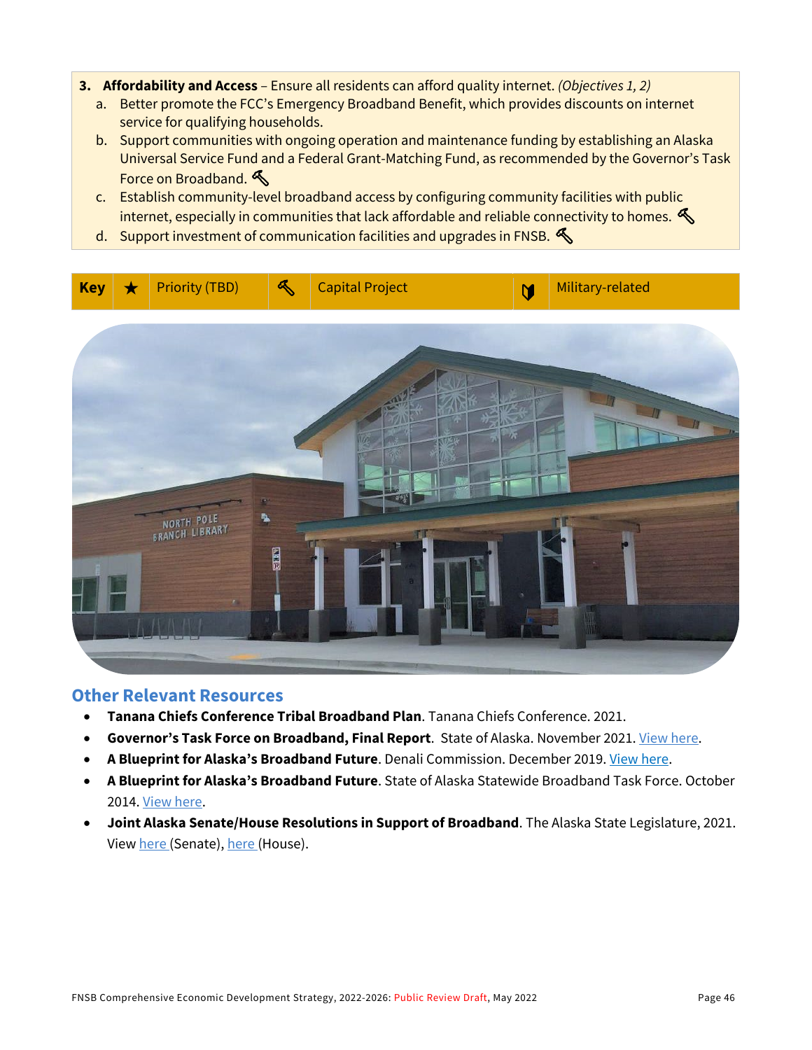3. **Affordability and Access** – Ensure all residents can afford quality internet. *(Objectives 1, 2)*
   a. Better promote the FCC's Emergency Broadband Benefit, which provides discounts on internet service for qualifying households.
   b. Support communities with ongoing operation and maintenance funding by establishing an Alaska Universal Service Fund and a Federal Grant-Matching Fund, as recommended by the Governor's Task Force on Broadband. 🔨
   c. Establish community-level broadband access by configuring community facilities with public internet, especially in communities that lack affordable and reliable connectivity to homes. 🔨
   d. Support investment of communication facilities and upgrades in FNSB. 🔨

| Key | ★ | Priority (TBD) | 🔨 | Capital Project | | Military-related |
|---|---|---|---|---|---|---|

## Other Relevant Resources

- **Tanana Chiefs Conference Tribal Broadband Plan**. Tanana Chiefs Conference. 2021.
- **Governor's Task Force on Broadband, Final Report**. State of Alaska. November 2021. View here.
- **A Blueprint for Alaska's Broadband Future**. Denali Commission. December 2019. View here.
- **A Blueprint for Alaska's Broadband Future**. State of Alaska Statewide Broadband Task Force. October 2014. View here.
- **Joint Alaska Senate/House Resolutions in Support of Broadband**. The Alaska State Legislature, 2021. View here (Senate), here (House).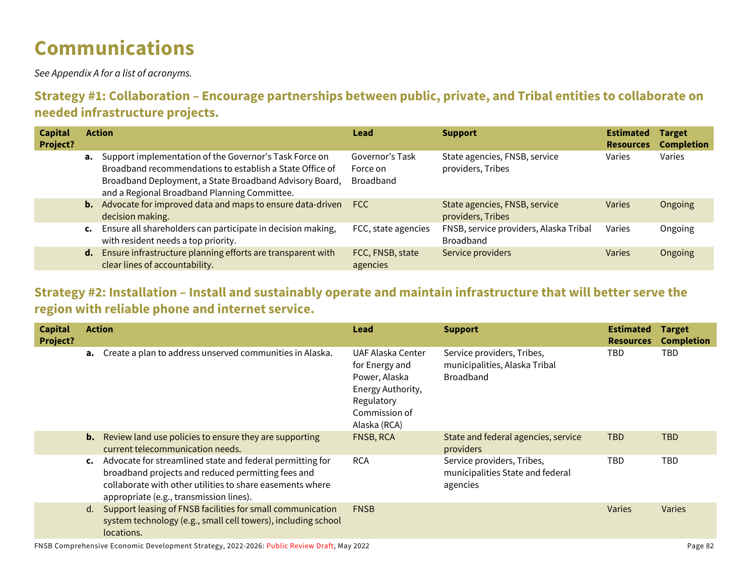# Communications

*See Appendix A for a list of acronyms.*

### Strategy #1: Collaboration – Encourage partnerships between public, private, and Tribal entities to collaborate on needed infrastructure projects.

| Capital Project? | Action | Lead | Support | Estimated Resources | Target Completion |
|---|---|---|---|---|---|
| | **a.** Support implementation of the Governor's Task Force on Broadband recommendations to establish a State Office of Broadband Deployment, a State Broadband Advisory Board, and a Regional Broadband Planning Committee. | Governor's Task Force on Broadband | State agencies, FNSB, service providers, Tribes | Varies | Varies |
| | **b.** Advocate for improved data and maps to ensure data-driven decision making. | FCC | State agencies, FNSB, service providers, Tribes | Varies | Ongoing |
| | **c.** Ensure all shareholders can participate in decision making, with resident needs a top priority. | FCC, state agencies | FNSB, service providers, Alaska Tribal Broadband | Varies | Ongoing |
| | **d.** Ensure infrastructure planning efforts are transparent with clear lines of accountability. | FCC, FNSB, state agencies | Service providers | Varies | Ongoing |

### Strategy #2: Installation – Install and sustainably operate and maintain infrastructure that will better serve the region with reliable phone and internet service.

| Capital Project? | Action | Lead | Support | Estimated Resources | Target Completion |
|---|---|---|---|---|---|
| | **a.** Create a plan to address unserved communities in Alaska. | UAF Alaska Center for Energy and Power, Alaska Energy Authority, Regulatory Commission of Alaska (RCA) | Service providers, Tribes, municipalities, Alaska Tribal Broadband | TBD | TBD |
| | **b.** Review land use policies to ensure they are supporting current telecommunication needs. | FNSB, RCA | State and federal agencies, service providers | TBD | TBD |
| | **c.** Advocate for streamlined state and federal permitting for broadband projects and reduced permitting fees and collaborate with other utilities to share easements where appropriate (e.g., transmission lines). | RCA | Service providers, Tribes, municipalities State and federal agencies | TBD | TBD |
| | d. Support leasing of FNSB facilities for small communication system technology (e.g., small cell towers), including school locations. | FNSB | | Varies | Varies |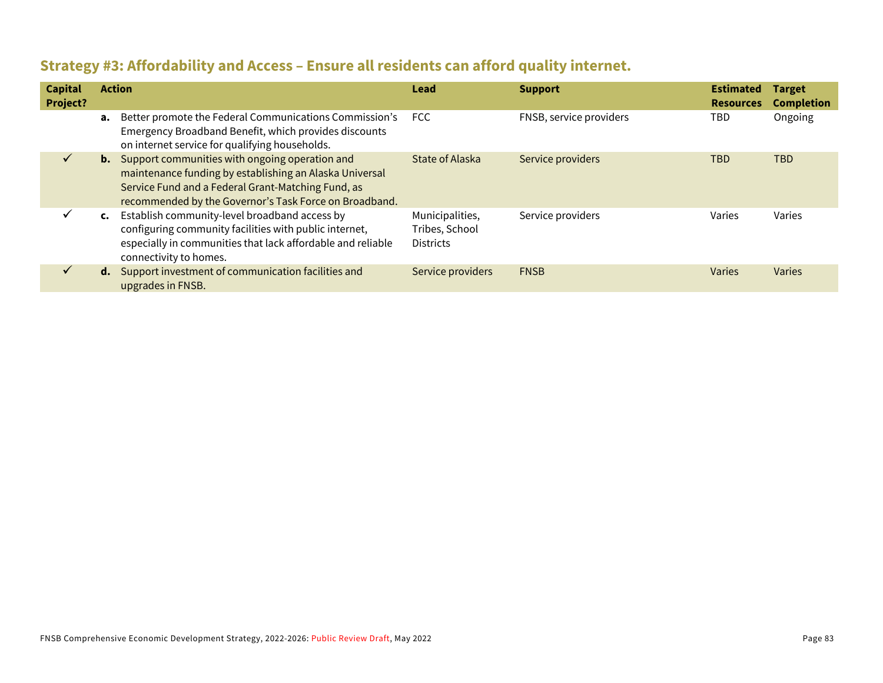## Strategy #3: Affordability and Access – Ensure all residents can afford quality internet.

| Capital Project? | Action | Lead | Support | Estimated Resources | Target Completion |
|---|---|---|---|---|---|
| | **a.** Better promote the Federal Communications Commission's Emergency Broadband Benefit, which provides discounts on internet service for qualifying households. | FCC | FNSB, service providers | TBD | Ongoing |
| ✓ | **b.** Support communities with ongoing operation and maintenance funding by establishing an Alaska Universal Service Fund and a Federal Grant-Matching Fund, as recommended by the Governor's Task Force on Broadband. | State of Alaska | Service providers | TBD | TBD |
| ✓ | **c.** Establish community-level broadband access by configuring community facilities with public internet, especially in communities that lack affordable and reliable connectivity to homes. | Municipalities, Tribes, School Districts | Service providers | Varies | Varies |
| ✓ | **d.** Support investment of communication facilities and upgrades in FNSB. | Service providers | FNSB | Varies | Varies |